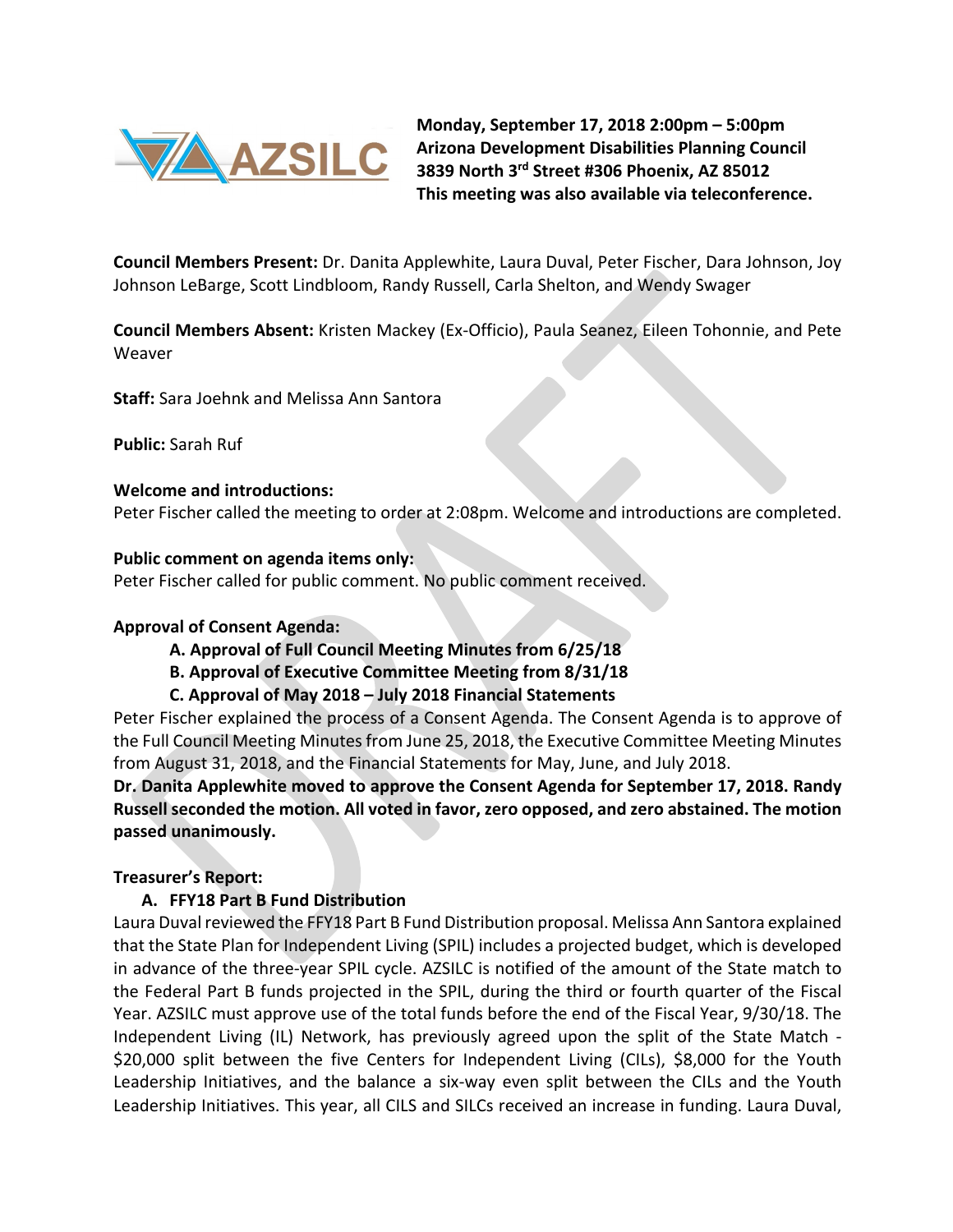**Monday, September 17, 2018 2:00pm – 5:00pm**
**Arizona Development Disabilities Planning Council**
**3839 North 3rd Street #306 Phoenix, AZ 85012**
**This meeting was also available via teleconference.**

**Council Members Present:** Dr. Danita Applewhite, Laura Duval, Peter Fischer, Dara Johnson, Joy Johnson LeBarge, Scott Lindbloom, Randy Russell, Carla Shelton, and Wendy Swager

**Council Members Absent:** Kristen Mackey (Ex-Officio), Paula Seanez, Eileen Tohonnie, and Pete Weaver

**Staff:** Sara Joehnk and Melissa Ann Santora

**Public:** Sarah Ruf

**Welcome and introductions:**
Peter Fischer called the meeting to order at 2:08pm. Welcome and introductions are completed.

**Public comment on agenda items only:**
Peter Fischer called for public comment. No public comment received.

**Approval of Consent Agenda:**

- **A. Approval of Full Council Meeting Minutes from 6/25/18**
- **B. Approval of Executive Committee Meeting from 8/31/18**
- **C. Approval of May 2018 – July 2018 Financial Statements**

Peter Fischer explained the process of a Consent Agenda. The Consent Agenda is to approve of the Full Council Meeting Minutes from June 25, 2018, the Executive Committee Meeting Minutes from August 31, 2018, and the Financial Statements for May, June, and July 2018.

**Dr. Danita Applewhite moved to approve the Consent Agenda for September 17, 2018. Randy Russell seconded the motion. All voted in favor, zero opposed, and zero abstained. The motion passed unanimously.**

**Treasurer's Report:**

**A. FFY18 Part B Fund Distribution**

Laura Duval reviewed the FFY18 Part B Fund Distribution proposal. Melissa Ann Santora explained that the State Plan for Independent Living (SPIL) includes a projected budget, which is developed in advance of the three-year SPIL cycle. AZSILC is notified of the amount of the State match to the Federal Part B funds projected in the SPIL, during the third or fourth quarter of the Fiscal Year. AZSILC must approve use of the total funds before the end of the Fiscal Year, 9/30/18. The Independent Living (IL) Network, has previously agreed upon the split of the State Match - $20,000 split between the five Centers for Independent Living (CILs), $8,000 for the Youth Leadership Initiatives, and the balance a six-way even split between the CILs and the Youth Leadership Initiatives. This year, all CILS and SILCs received an increase in funding. Laura Duval,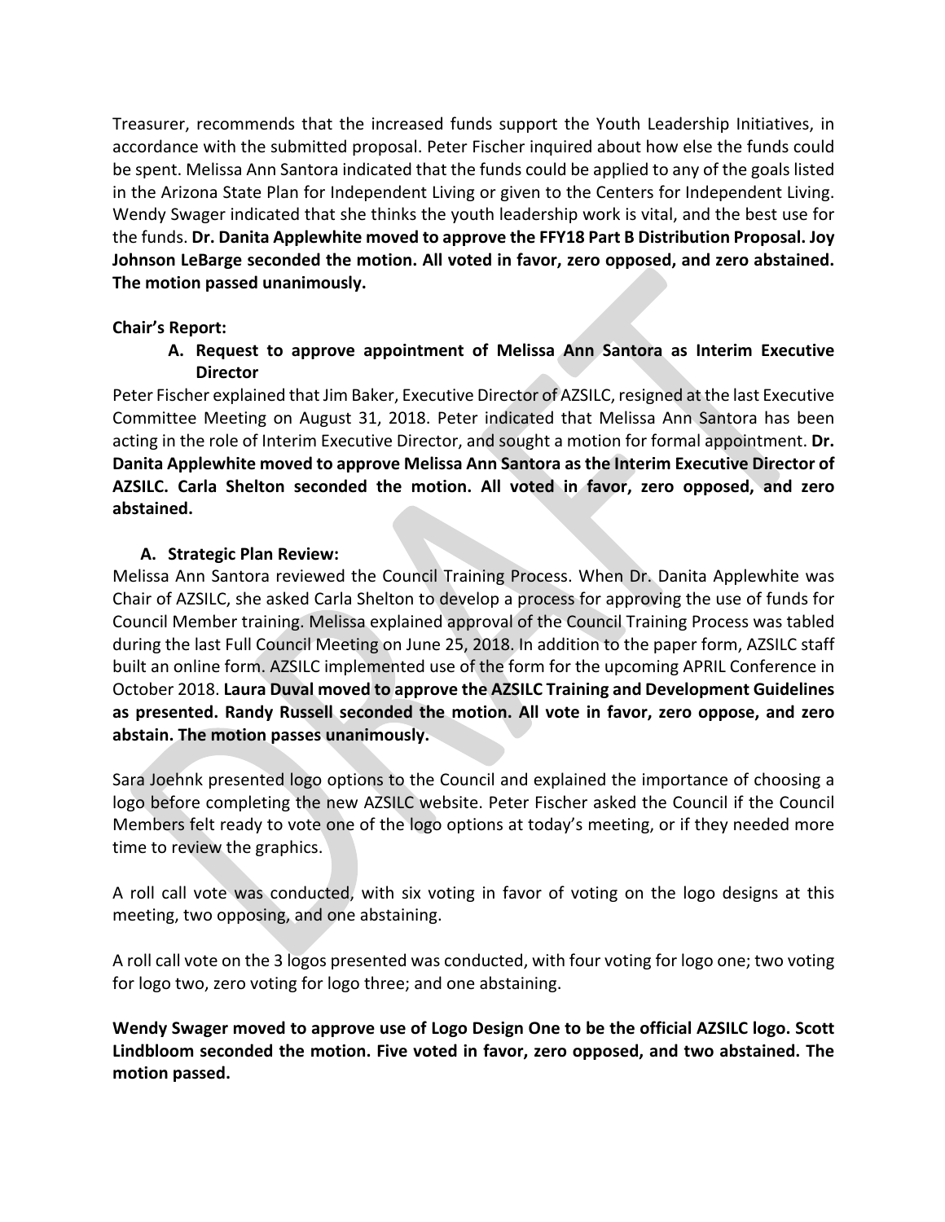Treasurer, recommends that the increased funds support the Youth Leadership Initiatives, in accordance with the submitted proposal. Peter Fischer inquired about how else the funds could be spent. Melissa Ann Santora indicated that the funds could be applied to any of the goals listed in the Arizona State Plan for Independent Living or given to the Centers for Independent Living. Wendy Swager indicated that she thinks the youth leadership work is vital, and the best use for the funds. **Dr. Danita Applewhite moved to approve the FFY18 Part B Distribution Proposal. Joy Johnson LeBarge seconded the motion. All voted in favor, zero opposed, and zero abstained. The motion passed unanimously.**

**Chair's Report:**

**A. Request to approve appointment of Melissa Ann Santora as Interim Executive Director**

Peter Fischer explained that Jim Baker, Executive Director of AZSILC, resigned at the last Executive Committee Meeting on August 31, 2018. Peter indicated that Melissa Ann Santora has been acting in the role of Interim Executive Director, and sought a motion for formal appointment. **Dr. Danita Applewhite moved to approve Melissa Ann Santora as the Interim Executive Director of AZSILC. Carla Shelton seconded the motion. All voted in favor, zero opposed, and zero abstained.**

**A. Strategic Plan Review:**

Melissa Ann Santora reviewed the Council Training Process. When Dr. Danita Applewhite was Chair of AZSILC, she asked Carla Shelton to develop a process for approving the use of funds for Council Member training. Melissa explained approval of the Council Training Process was tabled during the last Full Council Meeting on June 25, 2018. In addition to the paper form, AZSILC staff built an online form. AZSILC implemented use of the form for the upcoming APRIL Conference in October 2018. **Laura Duval moved to approve the AZSILC Training and Development Guidelines as presented. Randy Russell seconded the motion. All vote in favor, zero oppose, and zero abstain. The motion passes unanimously.**

Sara Joehnk presented logo options to the Council and explained the importance of choosing a logo before completing the new AZSILC website. Peter Fischer asked the Council if the Council Members felt ready to vote one of the logo options at today's meeting, or if they needed more time to review the graphics.

A roll call vote was conducted, with six voting in favor of voting on the logo designs at this meeting, two opposing, and one abstaining.

A roll call vote on the 3 logos presented was conducted, with four voting for logo one; two voting for logo two, zero voting for logo three; and one abstaining.

**Wendy Swager moved to approve use of Logo Design One to be the official AZSILC logo. Scott Lindbloom seconded the motion. Five voted in favor, zero opposed, and two abstained. The motion passed.**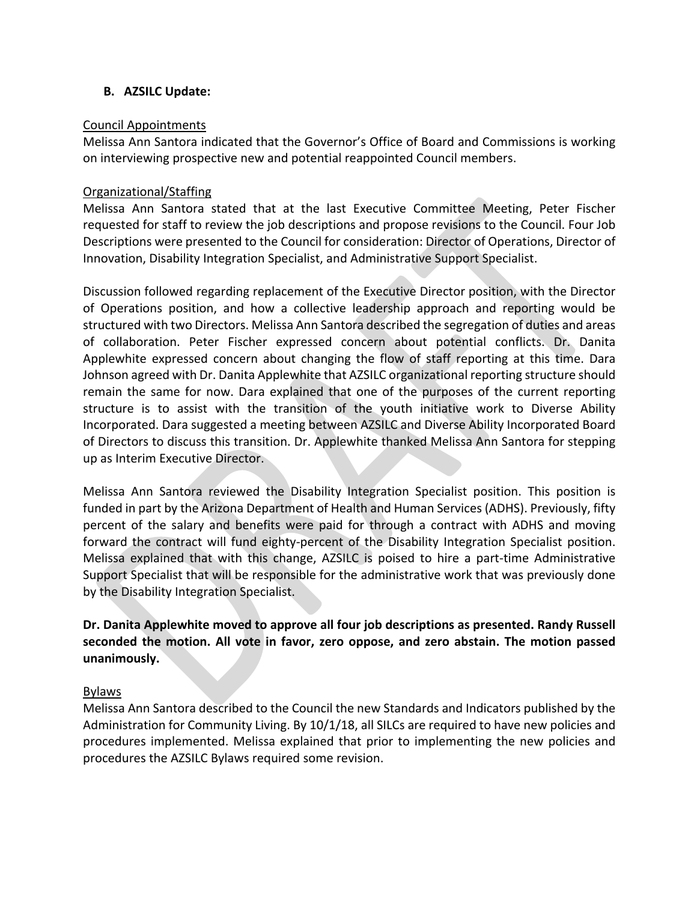**B. AZSILC Update:**

Council Appointments

Melissa Ann Santora indicated that the Governor's Office of Board and Commissions is working on interviewing prospective new and potential reappointed Council members.

Organizational/Staffing

Melissa Ann Santora stated that at the last Executive Committee Meeting, Peter Fischer requested for staff to review the job descriptions and propose revisions to the Council. Four Job Descriptions were presented to the Council for consideration: Director of Operations, Director of Innovation, Disability Integration Specialist, and Administrative Support Specialist.

Discussion followed regarding replacement of the Executive Director position, with the Director of Operations position, and how a collective leadership approach and reporting would be structured with two Directors. Melissa Ann Santora described the segregation of duties and areas of collaboration. Peter Fischer expressed concern about potential conflicts. Dr. Danita Applewhite expressed concern about changing the flow of staff reporting at this time. Dara Johnson agreed with Dr. Danita Applewhite that AZSILC organizational reporting structure should remain the same for now. Dara explained that one of the purposes of the current reporting structure is to assist with the transition of the youth initiative work to Diverse Ability Incorporated. Dara suggested a meeting between AZSILC and Diverse Ability Incorporated Board of Directors to discuss this transition. Dr. Applewhite thanked Melissa Ann Santora for stepping up as Interim Executive Director.

Melissa Ann Santora reviewed the Disability Integration Specialist position. This position is funded in part by the Arizona Department of Health and Human Services (ADHS). Previously, fifty percent of the salary and benefits were paid for through a contract with ADHS and moving forward the contract will fund eighty-percent of the Disability Integration Specialist position. Melissa explained that with this change, AZSILC is poised to hire a part-time Administrative Support Specialist that will be responsible for the administrative work that was previously done by the Disability Integration Specialist.

**Dr. Danita Applewhite moved to approve all four job descriptions as presented. Randy Russell seconded the motion. All vote in favor, zero oppose, and zero abstain. The motion passed unanimously.**

Bylaws

Melissa Ann Santora described to the Council the new Standards and Indicators published by the Administration for Community Living. By 10/1/18, all SILCs are required to have new policies and procedures implemented. Melissa explained that prior to implementing the new policies and procedures the AZSILC Bylaws required some revision.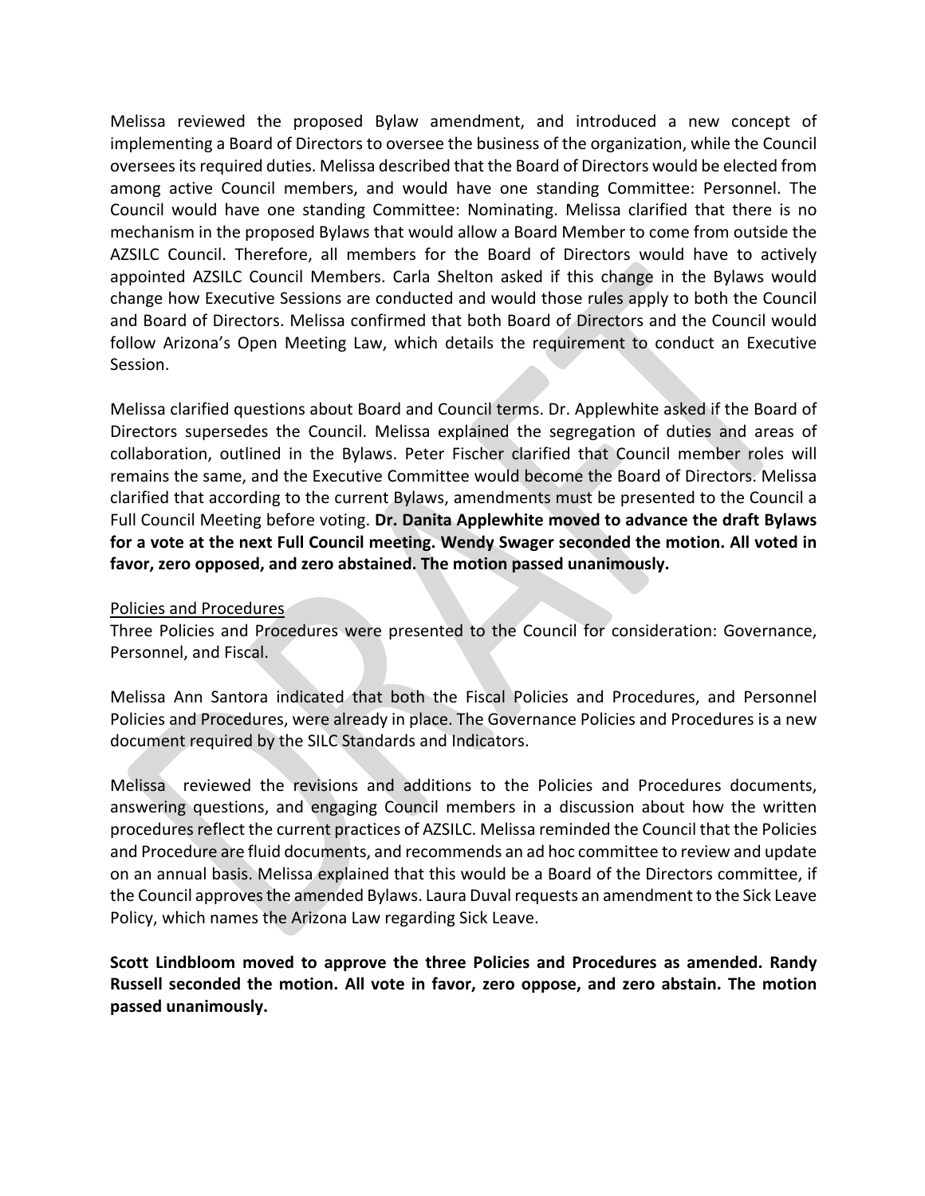Melissa reviewed the proposed Bylaw amendment, and introduced a new concept of implementing a Board of Directors to oversee the business of the organization, while the Council oversees its required duties. Melissa described that the Board of Directors would be elected from among active Council members, and would have one standing Committee: Personnel. The Council would have one standing Committee: Nominating. Melissa clarified that there is no mechanism in the proposed Bylaws that would allow a Board Member to come from outside the AZSILC Council. Therefore, all members for the Board of Directors would have to actively appointed AZSILC Council Members. Carla Shelton asked if this change in the Bylaws would change how Executive Sessions are conducted and would those rules apply to both the Council and Board of Directors. Melissa confirmed that both Board of Directors and the Council would follow Arizona's Open Meeting Law, which details the requirement to conduct an Executive Session.

Melissa clarified questions about Board and Council terms. Dr. Applewhite asked if the Board of Directors supersedes the Council. Melissa explained the segregation of duties and areas of collaboration, outlined in the Bylaws. Peter Fischer clarified that Council member roles will remains the same, and the Executive Committee would become the Board of Directors. Melissa clarified that according to the current Bylaws, amendments must be presented to the Council a Full Council Meeting before voting. **Dr. Danita Applewhite moved to advance the draft Bylaws for a vote at the next Full Council meeting. Wendy Swager seconded the motion. All voted in favor, zero opposed, and zero abstained. The motion passed unanimously.**

<u>Policies and Procedures</u>

Three Policies and Procedures were presented to the Council for consideration: Governance, Personnel, and Fiscal.

Melissa Ann Santora indicated that both the Fiscal Policies and Procedures, and Personnel Policies and Procedures, were already in place. The Governance Policies and Procedures is a new document required by the SILC Standards and Indicators.

Melissa reviewed the revisions and additions to the Policies and Procedures documents, answering questions, and engaging Council members in a discussion about how the written procedures reflect the current practices of AZSILC. Melissa reminded the Council that the Policies and Procedure are fluid documents, and recommends an ad hoc committee to review and update on an annual basis. Melissa explained that this would be a Board of the Directors committee, if the Council approves the amended Bylaws. Laura Duval requests an amendment to the Sick Leave Policy, which names the Arizona Law regarding Sick Leave.

**Scott Lindbloom moved to approve the three Policies and Procedures as amended. Randy Russell seconded the motion. All vote in favor, zero oppose, and zero abstain. The motion passed unanimously.**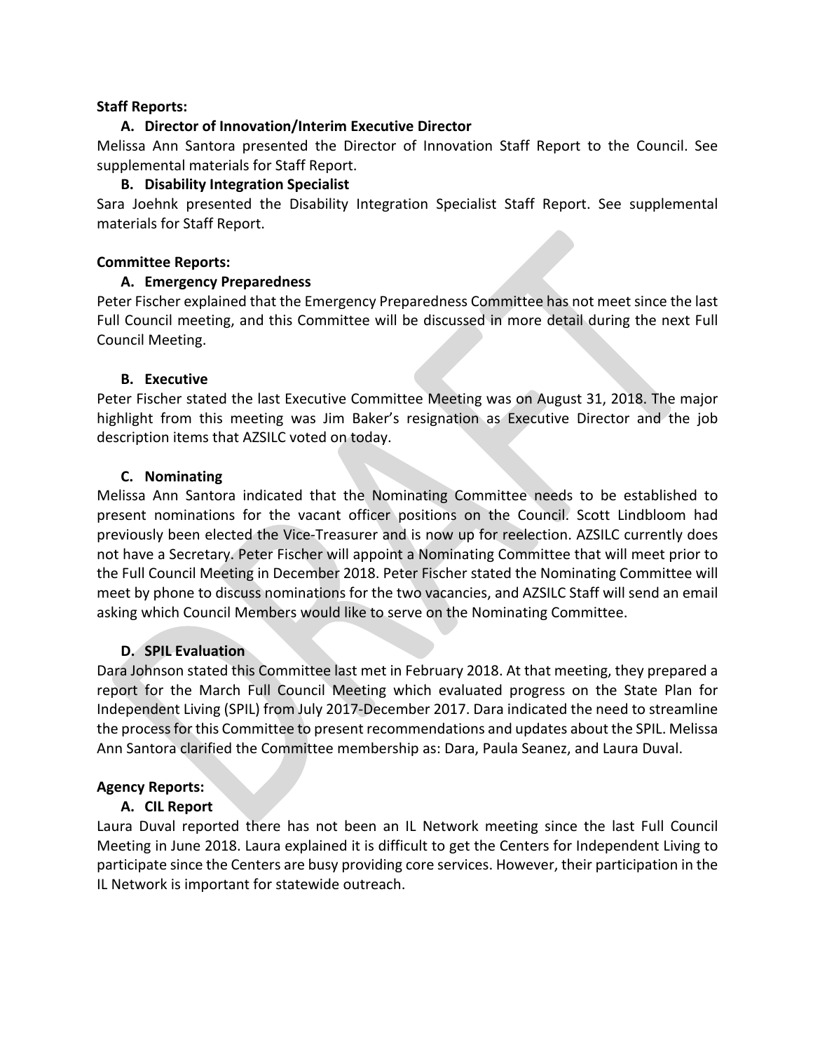**Staff Reports:**

**A. Director of Innovation/Interim Executive Director**

Melissa Ann Santora presented the Director of Innovation Staff Report to the Council. See supplemental materials for Staff Report.

**B. Disability Integration Specialist**

Sara Joehnk presented the Disability Integration Specialist Staff Report. See supplemental materials for Staff Report.

**Committee Reports:**

**A. Emergency Preparedness**

Peter Fischer explained that the Emergency Preparedness Committee has not meet since the last Full Council meeting, and this Committee will be discussed in more detail during the next Full Council Meeting.

**B. Executive**

Peter Fischer stated the last Executive Committee Meeting was on August 31, 2018. The major highlight from this meeting was Jim Baker's resignation as Executive Director and the job description items that AZSILC voted on today.

**C. Nominating**

Melissa Ann Santora indicated that the Nominating Committee needs to be established to present nominations for the vacant officer positions on the Council. Scott Lindbloom had previously been elected the Vice-Treasurer and is now up for reelection. AZSILC currently does not have a Secretary. Peter Fischer will appoint a Nominating Committee that will meet prior to the Full Council Meeting in December 2018. Peter Fischer stated the Nominating Committee will meet by phone to discuss nominations for the two vacancies, and AZSILC Staff will send an email asking which Council Members would like to serve on the Nominating Committee.

**D. SPIL Evaluation**

Dara Johnson stated this Committee last met in February 2018. At that meeting, they prepared a report for the March Full Council Meeting which evaluated progress on the State Plan for Independent Living (SPIL) from July 2017-December 2017. Dara indicated the need to streamline the process for this Committee to present recommendations and updates about the SPIL. Melissa Ann Santora clarified the Committee membership as: Dara, Paula Seanez, and Laura Duval.

**Agency Reports:**

**A. CIL Report**

Laura Duval reported there has not been an IL Network meeting since the last Full Council Meeting in June 2018. Laura explained it is difficult to get the Centers for Independent Living to participate since the Centers are busy providing core services. However, their participation in the IL Network is important for statewide outreach.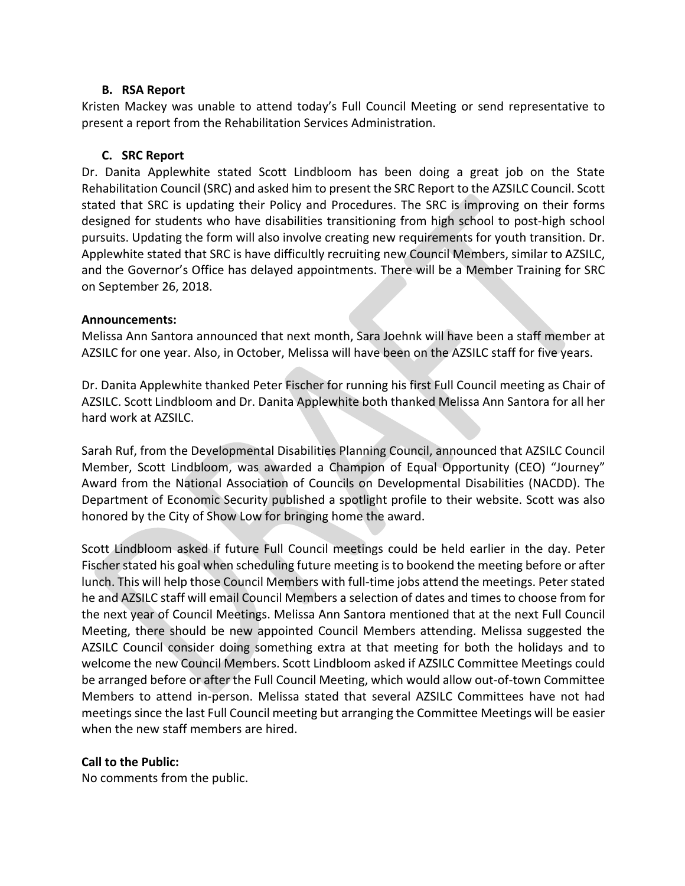### B. RSA Report

Kristen Mackey was unable to attend today's Full Council Meeting or send representative to present a report from the Rehabilitation Services Administration.

### C. SRC Report

Dr. Danita Applewhite stated Scott Lindbloom has been doing a great job on the State Rehabilitation Council (SRC) and asked him to present the SRC Report to the AZSILC Council. Scott stated that SRC is updating their Policy and Procedures. The SRC is improving on their forms designed for students who have disabilities transitioning from high school to post-high school pursuits. Updating the form will also involve creating new requirements for youth transition. Dr. Applewhite stated that SRC is have difficultly recruiting new Council Members, similar to AZSILC, and the Governor's Office has delayed appointments. There will be a Member Training for SRC on September 26, 2018.

**Announcements:**

Melissa Ann Santora announced that next month, Sara Joehnk will have been a staff member at AZSILC for one year. Also, in October, Melissa will have been on the AZSILC staff for five years.

Dr. Danita Applewhite thanked Peter Fischer for running his first Full Council meeting as Chair of AZSILC. Scott Lindbloom and Dr. Danita Applewhite both thanked Melissa Ann Santora for all her hard work at AZSILC.

Sarah Ruf, from the Developmental Disabilities Planning Council, announced that AZSILC Council Member, Scott Lindbloom, was awarded a Champion of Equal Opportunity (CEO) "Journey" Award from the National Association of Councils on Developmental Disabilities (NACDD). The Department of Economic Security published a spotlight profile to their website. Scott was also honored by the City of Show Low for bringing home the award.

Scott Lindbloom asked if future Full Council meetings could be held earlier in the day. Peter Fischer stated his goal when scheduling future meeting is to bookend the meeting before or after lunch. This will help those Council Members with full-time jobs attend the meetings. Peter stated he and AZSILC staff will email Council Members a selection of dates and times to choose from for the next year of Council Meetings. Melissa Ann Santora mentioned that at the next Full Council Meeting, there should be new appointed Council Members attending. Melissa suggested the AZSILC Council consider doing something extra at that meeting for both the holidays and to welcome the new Council Members. Scott Lindbloom asked if AZSILC Committee Meetings could be arranged before or after the Full Council Meeting, which would allow out-of-town Committee Members to attend in-person. Melissa stated that several AZSILC Committees have not had meetings since the last Full Council meeting but arranging the Committee Meetings will be easier when the new staff members are hired.

**Call to the Public:**

No comments from the public.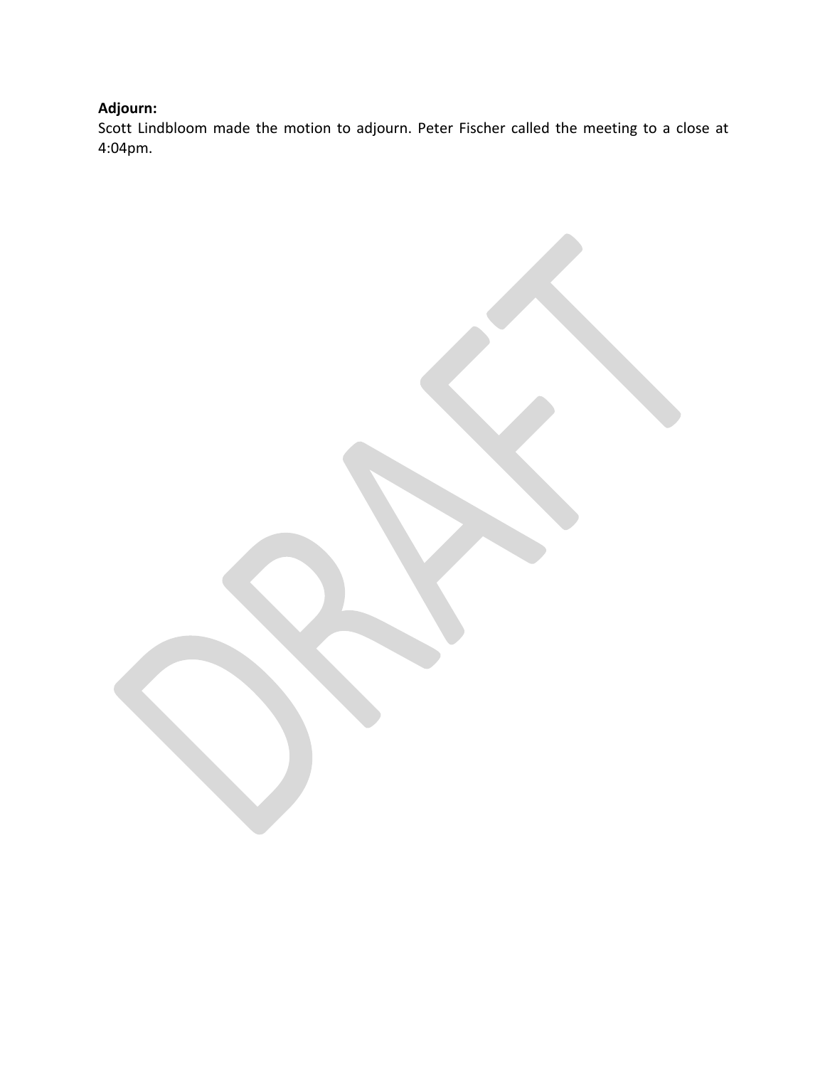**Adjourn:**

Scott Lindbloom made the motion to adjourn. Peter Fischer called the meeting to a close at 4:04pm.

DRAFT